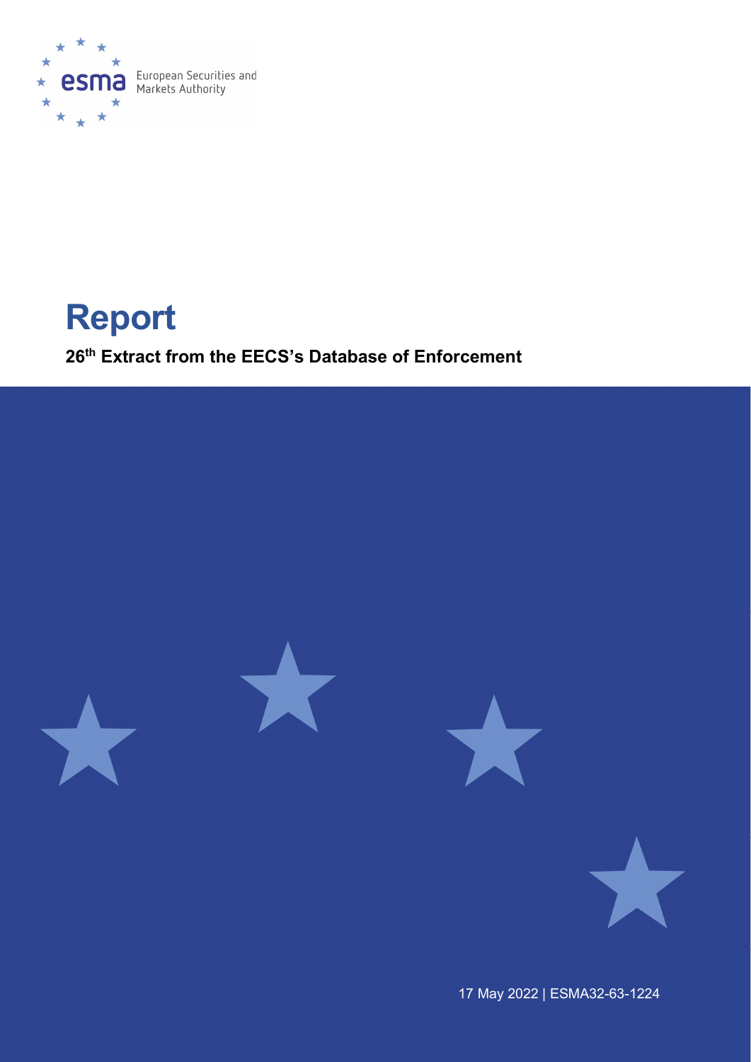European Securities and Markets Authority

# Report

## 26th Extract from the EECS's Database of Enforcement

17 May 2022 | ESMA32-63-1224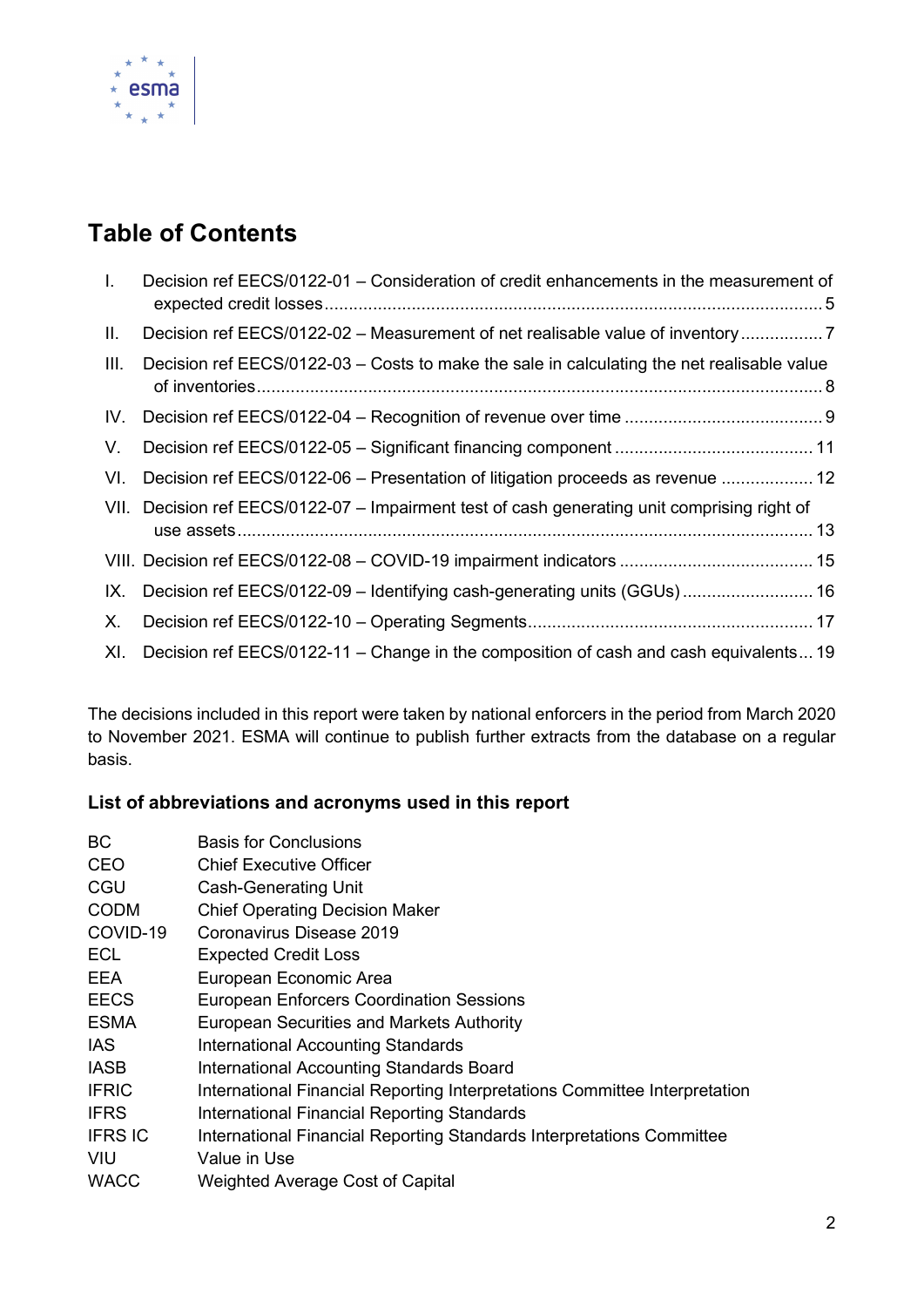## Table of Contents

I. Decision ref EECS/0122-01 – Consideration of credit enhancements in the measurement of expected credit losses ..... 5

II. Decision ref EECS/0122-02 – Measurement of net realisable value of inventory ..... 7

III. Decision ref EECS/0122-03 – Costs to make the sale in calculating the net realisable value of inventories ..... 8

IV. Decision ref EECS/0122-04 – Recognition of revenue over time ..... 9

V. Decision ref EECS/0122-05 – Significant financing component ..... 11

VI. Decision ref EECS/0122-06 – Presentation of litigation proceeds as revenue ..... 12

VII. Decision ref EECS/0122-07 – Impairment test of cash generating unit comprising right of use assets ..... 13

VIII. Decision ref EECS/0122-08 – COVID-19 impairment indicators ..... 15

IX. Decision ref EECS/0122-09 – Identifying cash-generating units (GGUs) ..... 16

X. Decision ref EECS/0122-10 – Operating Segments ..... 17

XI. Decision ref EECS/0122-11 – Change in the composition of cash and cash equivalents ..... 19

The decisions included in this report were taken by national enforcers in the period from March 2020 to November 2021. ESMA will continue to publish further extracts from the database on a regular basis.

### List of abbreviations and acronyms used in this report

| | |
|---|---|
| BC | Basis for Conclusions |
| CEO | Chief Executive Officer |
| CGU | Cash-Generating Unit |
| CODM | Chief Operating Decision Maker |
| COVID-19 | Coronavirus Disease 2019 |
| ECL | Expected Credit Loss |
| EEA | European Economic Area |
| EECS | European Enforcers Coordination Sessions |
| ESMA | European Securities and Markets Authority |
| IAS | International Accounting Standards |
| IASB | International Accounting Standards Board |
| IFRIC | International Financial Reporting Interpretations Committee Interpretation |
| IFRS | International Financial Reporting Standards |
| IFRS IC | International Financial Reporting Standards Interpretations Committee |
| VIU | Value in Use |
| WACC | Weighted Average Cost of Capital |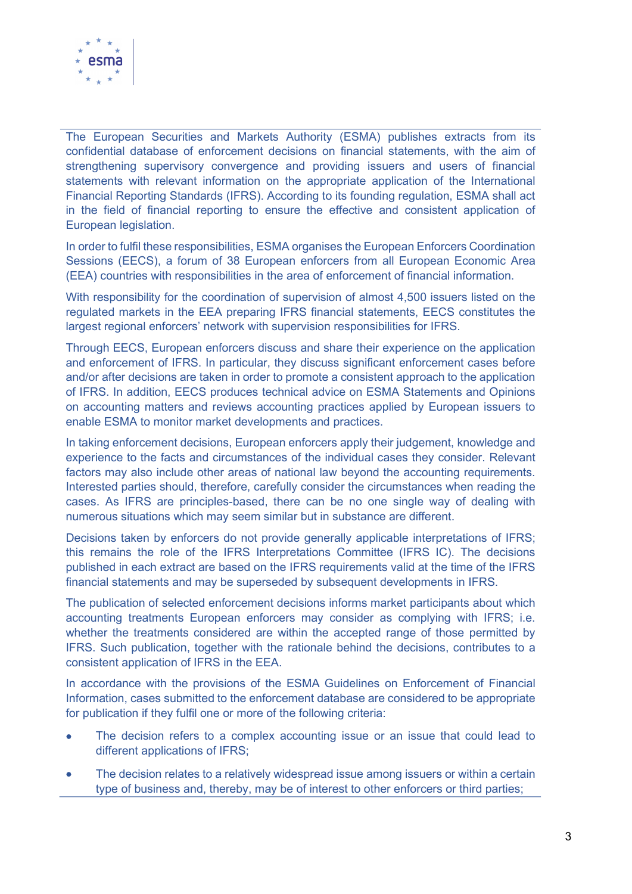The European Securities and Markets Authority (ESMA) publishes extracts from its confidential database of enforcement decisions on financial statements, with the aim of strengthening supervisory convergence and providing issuers and users of financial statements with relevant information on the appropriate application of the International Financial Reporting Standards (IFRS). According to its founding regulation, ESMA shall act in the field of financial reporting to ensure the effective and consistent application of European legislation.

In order to fulfil these responsibilities, ESMA organises the European Enforcers Coordination Sessions (EECS), a forum of 38 European enforcers from all European Economic Area (EEA) countries with responsibilities in the area of enforcement of financial information.

With responsibility for the coordination of supervision of almost 4,500 issuers listed on the regulated markets in the EEA preparing IFRS financial statements, EECS constitutes the largest regional enforcers' network with supervision responsibilities for IFRS.

Through EECS, European enforcers discuss and share their experience on the application and enforcement of IFRS. In particular, they discuss significant enforcement cases before and/or after decisions are taken in order to promote a consistent approach to the application of IFRS. In addition, EECS produces technical advice on ESMA Statements and Opinions on accounting matters and reviews accounting practices applied by European issuers to enable ESMA to monitor market developments and practices.

In taking enforcement decisions, European enforcers apply their judgement, knowledge and experience to the facts and circumstances of the individual cases they consider. Relevant factors may also include other areas of national law beyond the accounting requirements. Interested parties should, therefore, carefully consider the circumstances when reading the cases. As IFRS are principles-based, there can be no one single way of dealing with numerous situations which may seem similar but in substance are different.

Decisions taken by enforcers do not provide generally applicable interpretations of IFRS; this remains the role of the IFRS Interpretations Committee (IFRS IC). The decisions published in each extract are based on the IFRS requirements valid at the time of the IFRS financial statements and may be superseded by subsequent developments in IFRS.

The publication of selected enforcement decisions informs market participants about which accounting treatments European enforcers may consider as complying with IFRS; i.e. whether the treatments considered are within the accepted range of those permitted by IFRS. Such publication, together with the rationale behind the decisions, contributes to a consistent application of IFRS in the EEA.

In accordance with the provisions of the ESMA Guidelines on Enforcement of Financial Information, cases submitted to the enforcement database are considered to be appropriate for publication if they fulfil one or more of the following criteria:

- The decision refers to a complex accounting issue or an issue that could lead to different applications of IFRS;
- The decision relates to a relatively widespread issue among issuers or within a certain type of business and, thereby, may be of interest to other enforcers or third parties;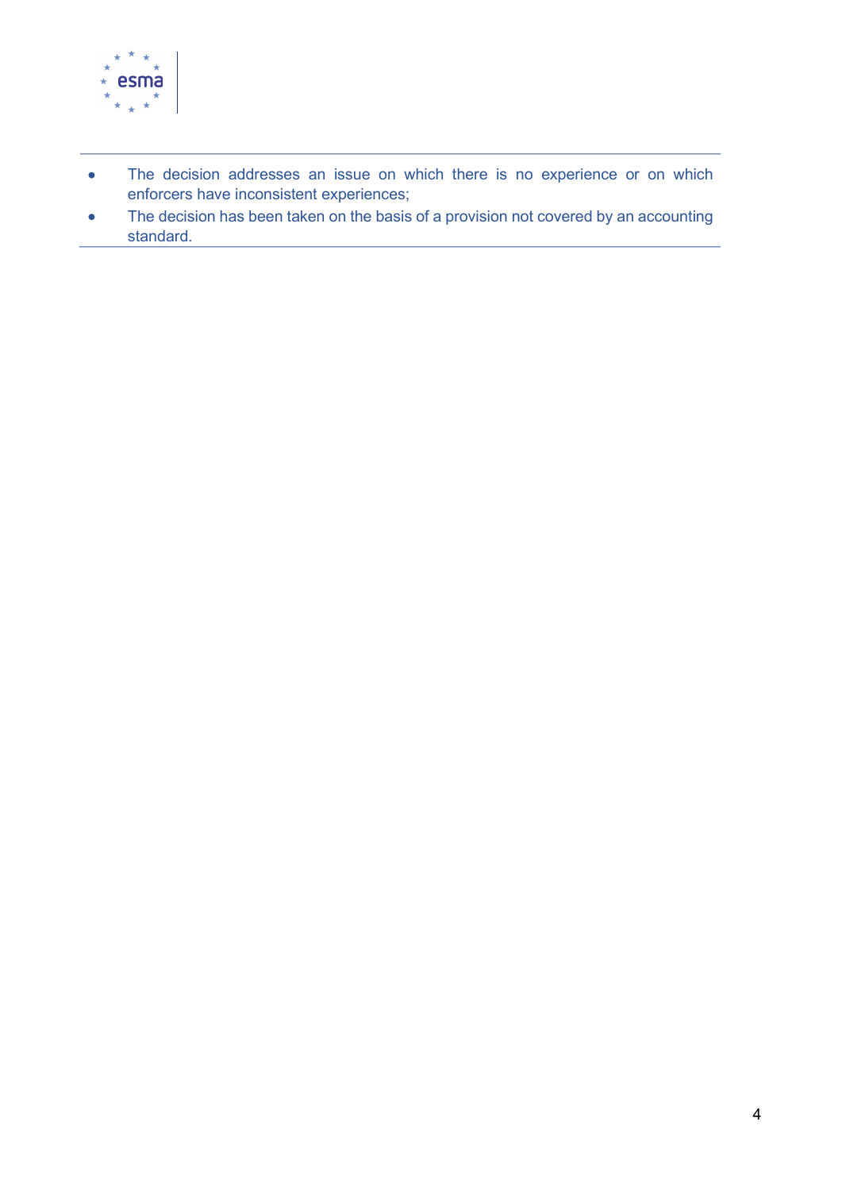- The decision addresses an issue on which there is no experience or on which enforcers have inconsistent experiences;
- The decision has been taken on the basis of a provision not covered by an accounting standard.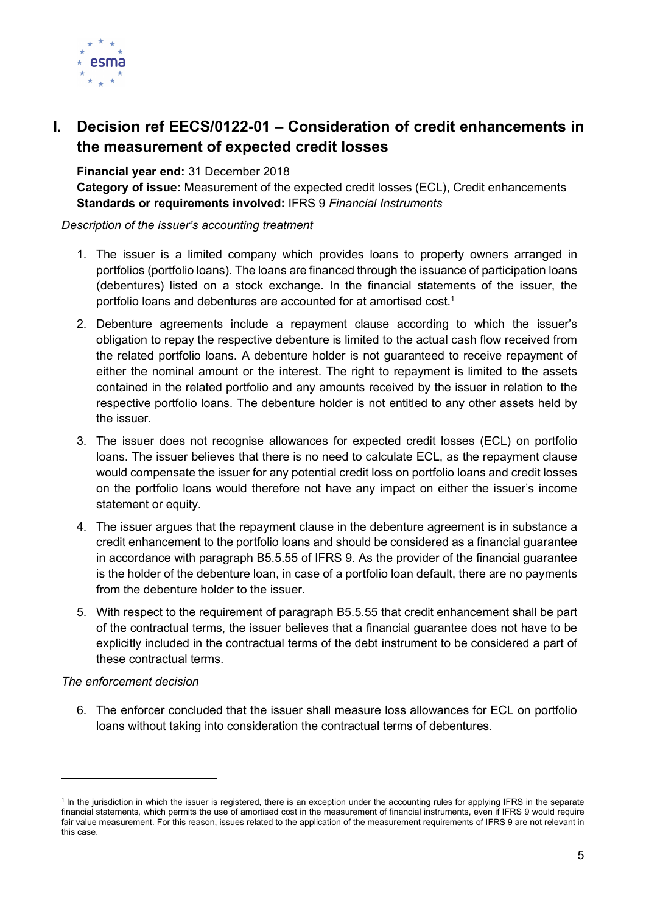## I. Decision ref EECS/0122-01 – Consideration of credit enhancements in the measurement of expected credit losses

**Financial year end:** 31 December 2018
**Category of issue:** Measurement of the expected credit losses (ECL), Credit enhancements
**Standards or requirements involved:** IFRS 9 *Financial Instruments*

*Description of the issuer's accounting treatment*

1. The issuer is a limited company which provides loans to property owners arranged in portfolios (portfolio loans). The loans are financed through the issuance of participation loans (debentures) listed on a stock exchange. In the financial statements of the issuer, the portfolio loans and debentures are accounted for at amortised cost.[1]

2. Debenture agreements include a repayment clause according to which the issuer's obligation to repay the respective debenture is limited to the actual cash flow received from the related portfolio loans. A debenture holder is not guaranteed to receive repayment of either the nominal amount or the interest. The right to repayment is limited to the assets contained in the related portfolio and any amounts received by the issuer in relation to the respective portfolio loans. The debenture holder is not entitled to any other assets held by the issuer.

3. The issuer does not recognise allowances for expected credit losses (ECL) on portfolio loans. The issuer believes that there is no need to calculate ECL, as the repayment clause would compensate the issuer for any potential credit loss on portfolio loans and credit losses on the portfolio loans would therefore not have any impact on either the issuer's income statement or equity.

4. The issuer argues that the repayment clause in the debenture agreement is in substance a credit enhancement to the portfolio loans and should be considered as a financial guarantee in accordance with paragraph B5.5.55 of IFRS 9. As the provider of the financial guarantee is the holder of the debenture loan, in case of a portfolio loan default, there are no payments from the debenture holder to the issuer.

5. With respect to the requirement of paragraph B5.5.55 that credit enhancement shall be part of the contractual terms, the issuer believes that a financial guarantee does not have to be explicitly included in the contractual terms of the debt instrument to be considered a part of these contractual terms.

*The enforcement decision*

6. The enforcer concluded that the issuer shall measure loss allowances for ECL on portfolio loans without taking into consideration the contractual terms of debentures.

---

[1] In the jurisdiction in which the issuer is registered, there is an exception under the accounting rules for applying IFRS in the separate financial statements, which permits the use of amortised cost in the measurement of financial instruments, even if IFRS 9 would require fair value measurement. For this reason, issues related to the application of the measurement requirements of IFRS 9 are not relevant in this case.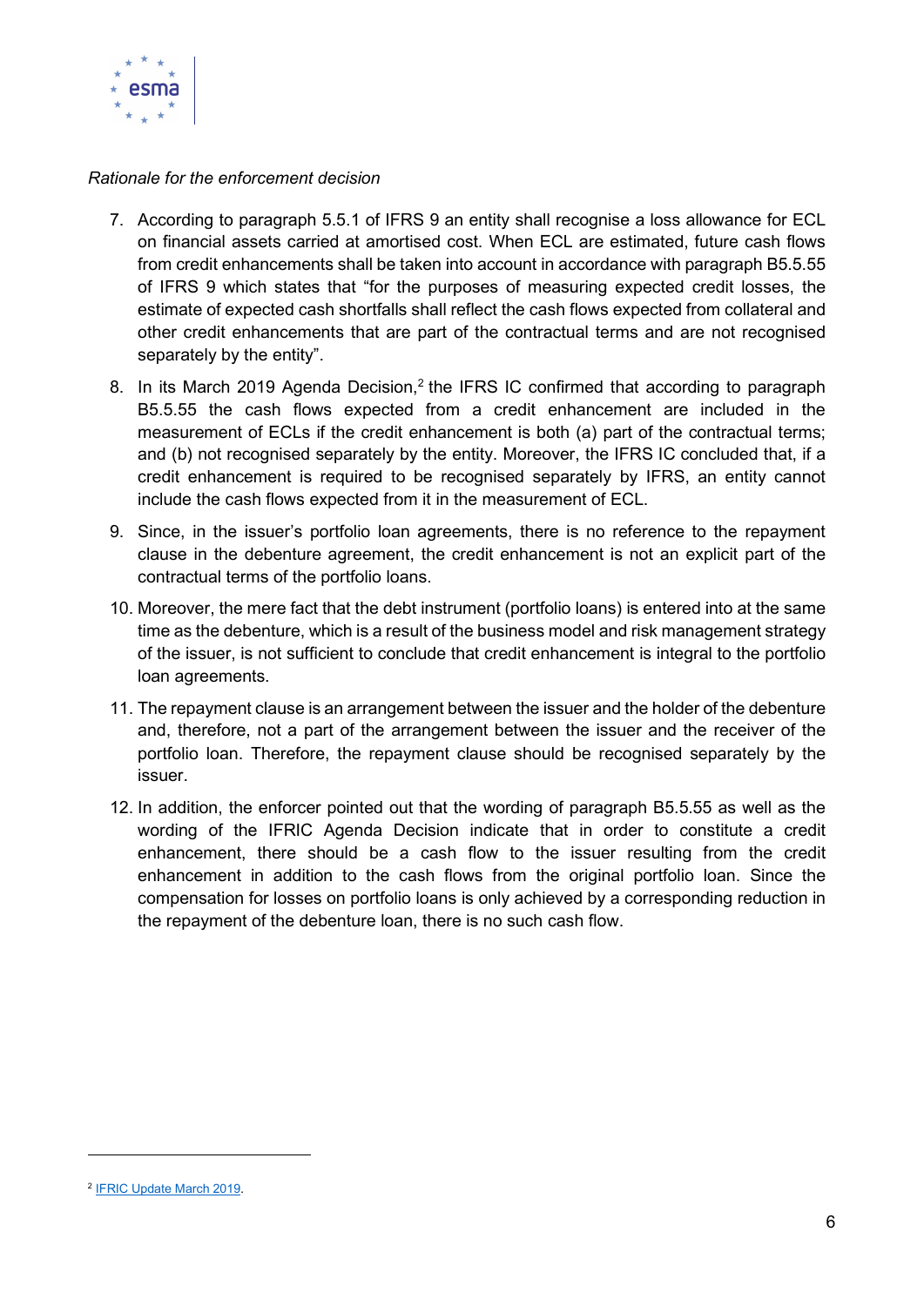*Rationale for the enforcement decision*

7. According to paragraph 5.5.1 of IFRS 9 an entity shall recognise a loss allowance for ECL on financial assets carried at amortised cost. When ECL are estimated, future cash flows from credit enhancements shall be taken into account in accordance with paragraph B5.5.55 of IFRS 9 which states that "for the purposes of measuring expected credit losses, the estimate of expected cash shortfalls shall reflect the cash flows expected from collateral and other credit enhancements that are part of the contractual terms and are not recognised separately by the entity".
8. In its March 2019 Agenda Decision,[2] the IFRS IC confirmed that according to paragraph B5.5.55 the cash flows expected from a credit enhancement are included in the measurement of ECLs if the credit enhancement is both (a) part of the contractual terms; and (b) not recognised separately by the entity. Moreover, the IFRS IC concluded that, if a credit enhancement is required to be recognised separately by IFRS, an entity cannot include the cash flows expected from it in the measurement of ECL.
9. Since, in the issuer's portfolio loan agreements, there is no reference to the repayment clause in the debenture agreement, the credit enhancement is not an explicit part of the contractual terms of the portfolio loans.
10. Moreover, the mere fact that the debt instrument (portfolio loans) is entered into at the same time as the debenture, which is a result of the business model and risk management strategy of the issuer, is not sufficient to conclude that credit enhancement is integral to the portfolio loan agreements.
11. The repayment clause is an arrangement between the issuer and the holder of the debenture and, therefore, not a part of the arrangement between the issuer and the receiver of the portfolio loan. Therefore, the repayment clause should be recognised separately by the issuer.
12. In addition, the enforcer pointed out that the wording of paragraph B5.5.55 as well as the wording of the IFRIC Agenda Decision indicate that in order to constitute a credit enhancement, there should be a cash flow to the issuer resulting from the credit enhancement in addition to the cash flows from the original portfolio loan. Since the compensation for losses on portfolio loans is only achieved by a corresponding reduction in the repayment of the debenture loan, there is no such cash flow.

---

[2] IFRIC Update March 2019.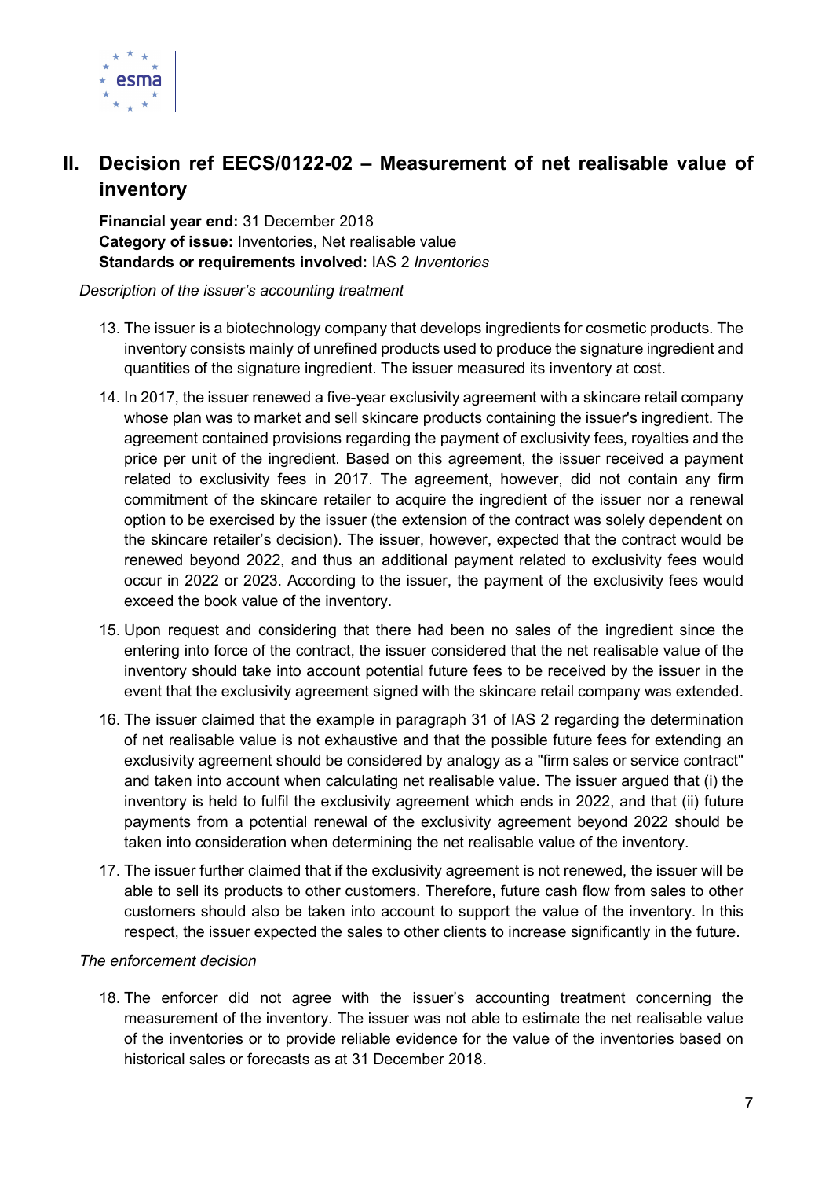## II. Decision ref EECS/0122-02 – Measurement of net realisable value of inventory

**Financial year end:** 31 December 2018
**Category of issue:** Inventories, Net realisable value
**Standards or requirements involved:** IAS 2 *Inventories*

*Description of the issuer's accounting treatment*

13. The issuer is a biotechnology company that develops ingredients for cosmetic products. The inventory consists mainly of unrefined products used to produce the signature ingredient and quantities of the signature ingredient. The issuer measured its inventory at cost.

14. In 2017, the issuer renewed a five-year exclusivity agreement with a skincare retail company whose plan was to market and sell skincare products containing the issuer's ingredient. The agreement contained provisions regarding the payment of exclusivity fees, royalties and the price per unit of the ingredient. Based on this agreement, the issuer received a payment related to exclusivity fees in 2017. The agreement, however, did not contain any firm commitment of the skincare retailer to acquire the ingredient of the issuer nor a renewal option to be exercised by the issuer (the extension of the contract was solely dependent on the skincare retailer's decision). The issuer, however, expected that the contract would be renewed beyond 2022, and thus an additional payment related to exclusivity fees would occur in 2022 or 2023. According to the issuer, the payment of the exclusivity fees would exceed the book value of the inventory.

15. Upon request and considering that there had been no sales of the ingredient since the entering into force of the contract, the issuer considered that the net realisable value of the inventory should take into account potential future fees to be received by the issuer in the event that the exclusivity agreement signed with the skincare retail company was extended.

16. The issuer claimed that the example in paragraph 31 of IAS 2 regarding the determination of net realisable value is not exhaustive and that the possible future fees for extending an exclusivity agreement should be considered by analogy as a "firm sales or service contract" and taken into account when calculating net realisable value. The issuer argued that (i) the inventory is held to fulfil the exclusivity agreement which ends in 2022, and that (ii) future payments from a potential renewal of the exclusivity agreement beyond 2022 should be taken into consideration when determining the net realisable value of the inventory.

17. The issuer further claimed that if the exclusivity agreement is not renewed, the issuer will be able to sell its products to other customers. Therefore, future cash flow from sales to other customers should also be taken into account to support the value of the inventory. In this respect, the issuer expected the sales to other clients to increase significantly in the future.

*The enforcement decision*

18. The enforcer did not agree with the issuer's accounting treatment concerning the measurement of the inventory. The issuer was not able to estimate the net realisable value of the inventories or to provide reliable evidence for the value of the inventories based on historical sales or forecasts as at 31 December 2018.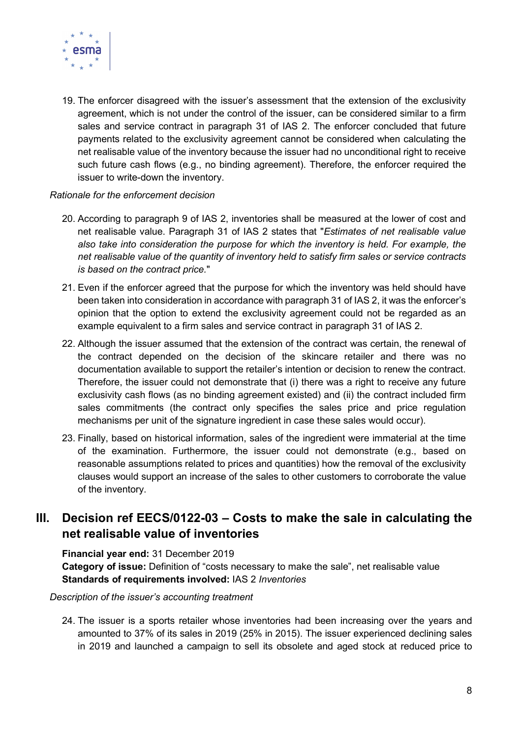19. The enforcer disagreed with the issuer's assessment that the extension of the exclusivity agreement, which is not under the control of the issuer, can be considered similar to a firm sales and service contract in paragraph 31 of IAS 2. The enforcer concluded that future payments related to the exclusivity agreement cannot be considered when calculating the net realisable value of the inventory because the issuer had no unconditional right to receive such future cash flows (e.g., no binding agreement). Therefore, the enforcer required the issuer to write-down the inventory.

*Rationale for the enforcement decision*

20. According to paragraph 9 of IAS 2, inventories shall be measured at the lower of cost and net realisable value. Paragraph 31 of IAS 2 states that "*Estimates of net realisable value also take into consideration the purpose for which the inventory is held. For example, the net realisable value of the quantity of inventory held to satisfy firm sales or service contracts is based on the contract price.*"

21. Even if the enforcer agreed that the purpose for which the inventory was held should have been taken into consideration in accordance with paragraph 31 of IAS 2, it was the enforcer's opinion that the option to extend the exclusivity agreement could not be regarded as an example equivalent to a firm sales and service contract in paragraph 31 of IAS 2.

22. Although the issuer assumed that the extension of the contract was certain, the renewal of the contract depended on the decision of the skincare retailer and there was no documentation available to support the retailer's intention or decision to renew the contract. Therefore, the issuer could not demonstrate that (i) there was a right to receive any future exclusivity cash flows (as no binding agreement existed) and (ii) the contract included firm sales commitments (the contract only specifies the sales price and price regulation mechanisms per unit of the signature ingredient in case these sales would occur).

23. Finally, based on historical information, sales of the ingredient were immaterial at the time of the examination. Furthermore, the issuer could not demonstrate (e.g., based on reasonable assumptions related to prices and quantities) how the removal of the exclusivity clauses would support an increase of the sales to other customers to corroborate the value of the inventory.

## III. Decision ref EECS/0122-03 – Costs to make the sale in calculating the net realisable value of inventories

**Financial year end:** 31 December 2019
**Category of issue:** Definition of "costs necessary to make the sale", net realisable value
**Standards of requirements involved:** IAS 2 *Inventories*

*Description of the issuer's accounting treatment*

24. The issuer is a sports retailer whose inventories had been increasing over the years and amounted to 37% of its sales in 2019 (25% in 2015). The issuer experienced declining sales in 2019 and launched a campaign to sell its obsolete and aged stock at reduced price to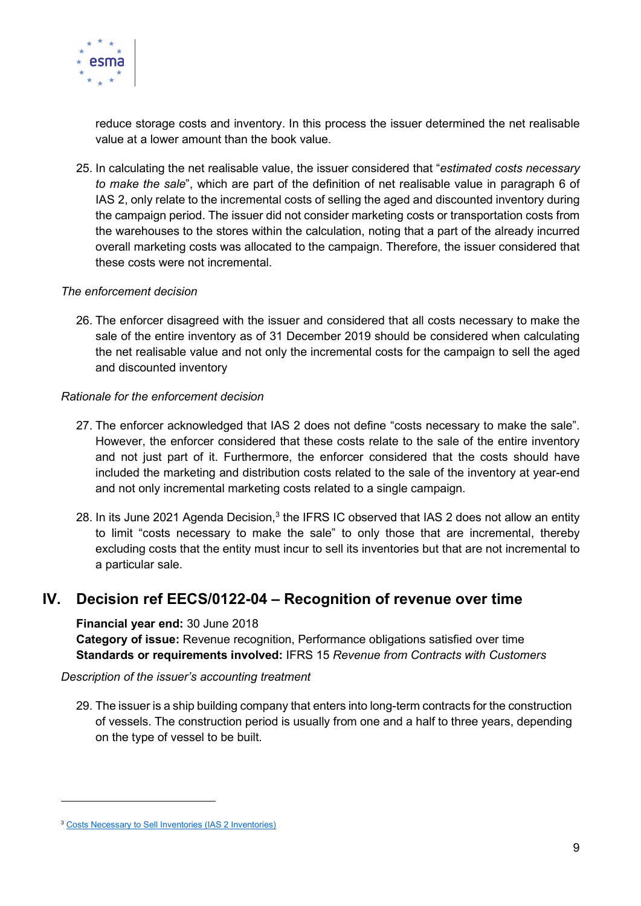reduce storage costs and inventory. In this process the issuer determined the net realisable value at a lower amount than the book value.

25. In calculating the net realisable value, the issuer considered that "*estimated costs necessary to make the sale*", which are part of the definition of net realisable value in paragraph 6 of IAS 2, only relate to the incremental costs of selling the aged and discounted inventory during the campaign period. The issuer did not consider marketing costs or transportation costs from the warehouses to the stores within the calculation, noting that a part of the already incurred overall marketing costs was allocated to the campaign. Therefore, the issuer considered that these costs were not incremental.

*The enforcement decision*

26. The enforcer disagreed with the issuer and considered that all costs necessary to make the sale of the entire inventory as of 31 December 2019 should be considered when calculating the net realisable value and not only the incremental costs for the campaign to sell the aged and discounted inventory

*Rationale for the enforcement decision*

27. The enforcer acknowledged that IAS 2 does not define "costs necessary to make the sale". However, the enforcer considered that these costs relate to the sale of the entire inventory and not just part of it. Furthermore, the enforcer considered that the costs should have included the marketing and distribution costs related to the sale of the inventory at year-end and not only incremental marketing costs related to a single campaign.

28. In its June 2021 Agenda Decision,[3] the IFRS IC observed that IAS 2 does not allow an entity to limit "costs necessary to make the sale" to only those that are incremental, thereby excluding costs that the entity must incur to sell its inventories but that are not incremental to a particular sale.

## IV. Decision ref EECS/0122-04 – Recognition of revenue over time

**Financial year end:** 30 June 2018
**Category of issue:** Revenue recognition, Performance obligations satisfied over time
**Standards or requirements involved:** IFRS 15 *Revenue from Contracts with Customers*

*Description of the issuer's accounting treatment*

29. The issuer is a ship building company that enters into long-term contracts for the construction of vessels. The construction period is usually from one and a half to three years, depending on the type of vessel to be built.

[3] Costs Necessary to Sell Inventories (IAS 2 Inventories)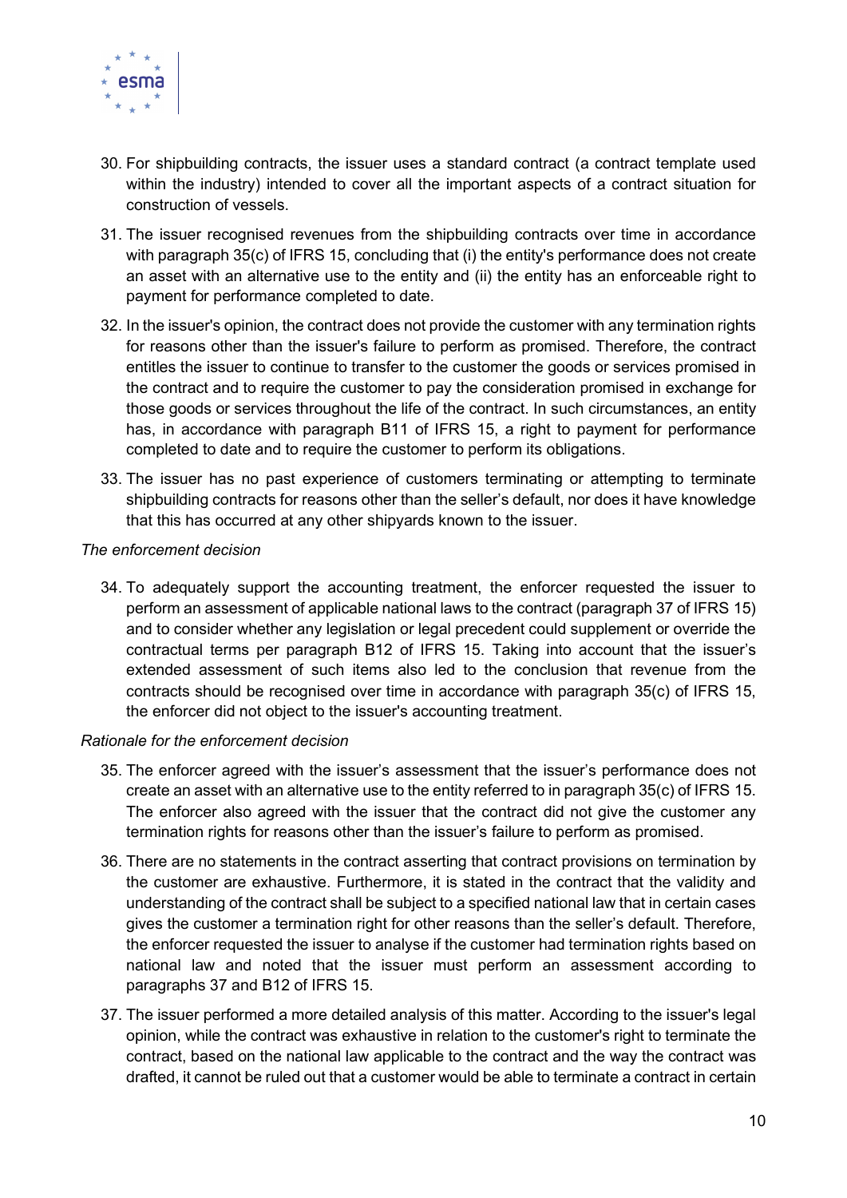30. For shipbuilding contracts, the issuer uses a standard contract (a contract template used within the industry) intended to cover all the important aspects of a contract situation for construction of vessels.

31. The issuer recognised revenues from the shipbuilding contracts over time in accordance with paragraph 35(c) of IFRS 15, concluding that (i) the entity's performance does not create an asset with an alternative use to the entity and (ii) the entity has an enforceable right to payment for performance completed to date.

32. In the issuer's opinion, the contract does not provide the customer with any termination rights for reasons other than the issuer's failure to perform as promised. Therefore, the contract entitles the issuer to continue to transfer to the customer the goods or services promised in the contract and to require the customer to pay the consideration promised in exchange for those goods or services throughout the life of the contract. In such circumstances, an entity has, in accordance with paragraph B11 of IFRS 15, a right to payment for performance completed to date and to require the customer to perform its obligations.

33. The issuer has no past experience of customers terminating or attempting to terminate shipbuilding contracts for reasons other than the seller's default, nor does it have knowledge that this has occurred at any other shipyards known to the issuer.

*The enforcement decision*

34. To adequately support the accounting treatment, the enforcer requested the issuer to perform an assessment of applicable national laws to the contract (paragraph 37 of IFRS 15) and to consider whether any legislation or legal precedent could supplement or override the contractual terms per paragraph B12 of IFRS 15. Taking into account that the issuer's extended assessment of such items also led to the conclusion that revenue from the contracts should be recognised over time in accordance with paragraph 35(c) of IFRS 15, the enforcer did not object to the issuer's accounting treatment.

*Rationale for the enforcement decision*

35. The enforcer agreed with the issuer's assessment that the issuer's performance does not create an asset with an alternative use to the entity referred to in paragraph 35(c) of IFRS 15. The enforcer also agreed with the issuer that the contract did not give the customer any termination rights for reasons other than the issuer's failure to perform as promised.

36. There are no statements in the contract asserting that contract provisions on termination by the customer are exhaustive. Furthermore, it is stated in the contract that the validity and understanding of the contract shall be subject to a specified national law that in certain cases gives the customer a termination right for other reasons than the seller's default. Therefore, the enforcer requested the issuer to analyse if the customer had termination rights based on national law and noted that the issuer must perform an assessment according to paragraphs 37 and B12 of IFRS 15.

37. The issuer performed a more detailed analysis of this matter. According to the issuer's legal opinion, while the contract was exhaustive in relation to the customer's right to terminate the contract, based on the national law applicable to the contract and the way the contract was drafted, it cannot be ruled out that a customer would be able to terminate a contract in certain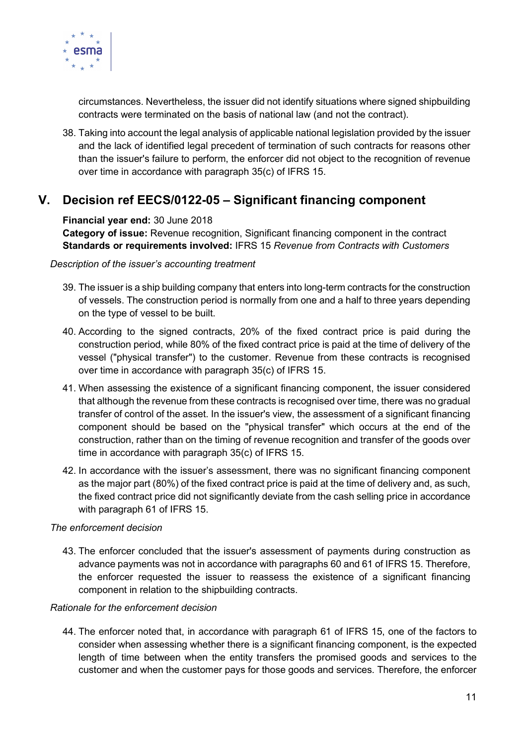circumstances. Nevertheless, the issuer did not identify situations where signed shipbuilding contracts were terminated on the basis of national law (and not the contract).

38. Taking into account the legal analysis of applicable national legislation provided by the issuer and the lack of identified legal precedent of termination of such contracts for reasons other than the issuer's failure to perform, the enforcer did not object to the recognition of revenue over time in accordance with paragraph 35(c) of IFRS 15.

## V. Decision ref EECS/0122-05 – Significant financing component

**Financial year end:** 30 June 2018
**Category of issue:** Revenue recognition, Significant financing component in the contract
**Standards or requirements involved:** IFRS 15 *Revenue from Contracts with Customers*

*Description of the issuer's accounting treatment*

39. The issuer is a ship building company that enters into long-term contracts for the construction of vessels. The construction period is normally from one and a half to three years depending on the type of vessel to be built.

40. According to the signed contracts, 20% of the fixed contract price is paid during the construction period, while 80% of the fixed contract price is paid at the time of delivery of the vessel ("physical transfer") to the customer. Revenue from these contracts is recognised over time in accordance with paragraph 35(c) of IFRS 15.

41. When assessing the existence of a significant financing component, the issuer considered that although the revenue from these contracts is recognised over time, there was no gradual transfer of control of the asset. In the issuer's view, the assessment of a significant financing component should be based on the "physical transfer" which occurs at the end of the construction, rather than on the timing of revenue recognition and transfer of the goods over time in accordance with paragraph 35(c) of IFRS 15.

42. In accordance with the issuer's assessment, there was no significant financing component as the major part (80%) of the fixed contract price is paid at the time of delivery and, as such, the fixed contract price did not significantly deviate from the cash selling price in accordance with paragraph 61 of IFRS 15.

*The enforcement decision*

43. The enforcer concluded that the issuer's assessment of payments during construction as advance payments was not in accordance with paragraphs 60 and 61 of IFRS 15. Therefore, the enforcer requested the issuer to reassess the existence of a significant financing component in relation to the shipbuilding contracts.

*Rationale for the enforcement decision*

44. The enforcer noted that, in accordance with paragraph 61 of IFRS 15, one of the factors to consider when assessing whether there is a significant financing component, is the expected length of time between when the entity transfers the promised goods and services to the customer and when the customer pays for those goods and services. Therefore, the enforcer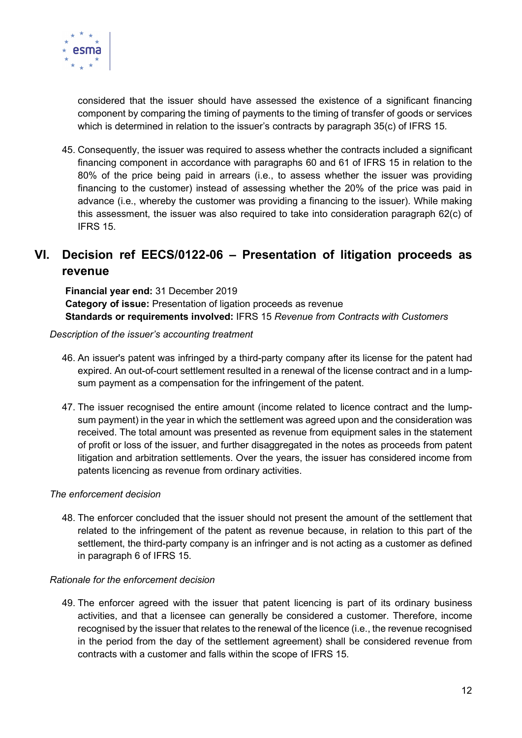considered that the issuer should have assessed the existence of a significant financing component by comparing the timing of payments to the timing of transfer of goods or services which is determined in relation to the issuer's contracts by paragraph 35(c) of IFRS 15.

45. Consequently, the issuer was required to assess whether the contracts included a significant financing component in accordance with paragraphs 60 and 61 of IFRS 15 in relation to the 80% of the price being paid in arrears (i.e., to assess whether the issuer was providing financing to the customer) instead of assessing whether the 20% of the price was paid in advance (i.e., whereby the customer was providing a financing to the issuer). While making this assessment, the issuer was also required to take into consideration paragraph 62(c) of IFRS 15.

## VI. Decision ref EECS/0122-06 – Presentation of litigation proceeds as revenue

**Financial year end:** 31 December 2019
**Category of issue:** Presentation of ligation proceeds as revenue
**Standards or requirements involved:** IFRS 15 *Revenue from Contracts with Customers*

*Description of the issuer's accounting treatment*

46. An issuer's patent was infringed by a third-party company after its license for the patent had expired. An out-of-court settlement resulted in a renewal of the license contract and in a lump-sum payment as a compensation for the infringement of the patent.

47. The issuer recognised the entire amount (income related to licence contract and the lump-sum payment) in the year in which the settlement was agreed upon and the consideration was received. The total amount was presented as revenue from equipment sales in the statement of profit or loss of the issuer, and further disaggregated in the notes as proceeds from patent litigation and arbitration settlements. Over the years, the issuer has considered income from patents licencing as revenue from ordinary activities.

*The enforcement decision*

48. The enforcer concluded that the issuer should not present the amount of the settlement that related to the infringement of the patent as revenue because, in relation to this part of the settlement, the third-party company is an infringer and is not acting as a customer as defined in paragraph 6 of IFRS 15.

*Rationale for the enforcement decision*

49. The enforcer agreed with the issuer that patent licencing is part of its ordinary business activities, and that a licensee can generally be considered a customer. Therefore, income recognised by the issuer that relates to the renewal of the licence (i.e., the revenue recognised in the period from the day of the settlement agreement) shall be considered revenue from contracts with a customer and falls within the scope of IFRS 15.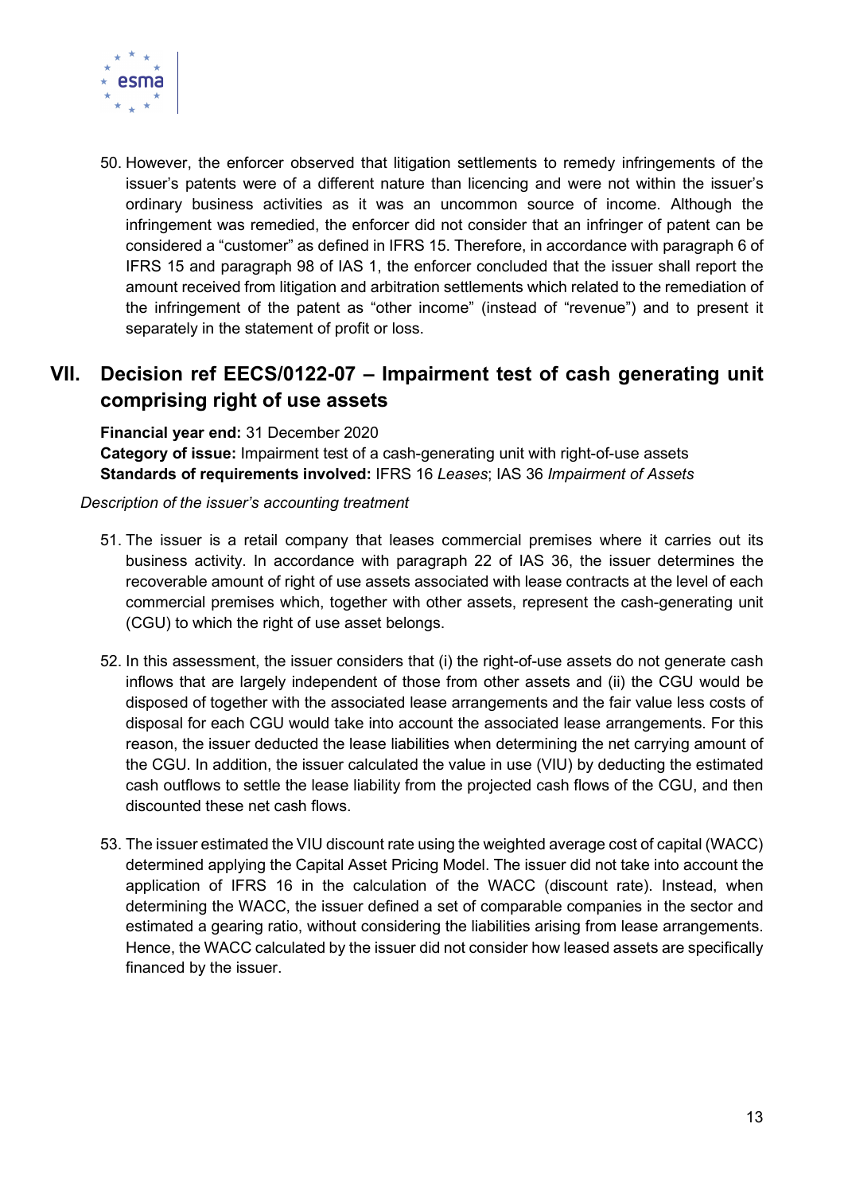50. However, the enforcer observed that litigation settlements to remedy infringements of the issuer's patents were of a different nature than licencing and were not within the issuer's ordinary business activities as it was an uncommon source of income. Although the infringement was remedied, the enforcer did not consider that an infringer of patent can be considered a "customer" as defined in IFRS 15. Therefore, in accordance with paragraph 6 of IFRS 15 and paragraph 98 of IAS 1, the enforcer concluded that the issuer shall report the amount received from litigation and arbitration settlements which related to the remediation of the infringement of the patent as "other income" (instead of "revenue") and to present it separately in the statement of profit or loss.

## VII. Decision ref EECS/0122-07 – Impairment test of cash generating unit comprising right of use assets

**Financial year end:** 31 December 2020
**Category of issue:** Impairment test of a cash-generating unit with right-of-use assets
**Standards of requirements involved:** IFRS 16 *Leases*; IAS 36 *Impairment of Assets*

*Description of the issuer's accounting treatment*

51. The issuer is a retail company that leases commercial premises where it carries out its business activity. In accordance with paragraph 22 of IAS 36, the issuer determines the recoverable amount of right of use assets associated with lease contracts at the level of each commercial premises which, together with other assets, represent the cash-generating unit (CGU) to which the right of use asset belongs.

52. In this assessment, the issuer considers that (i) the right-of-use assets do not generate cash inflows that are largely independent of those from other assets and (ii) the CGU would be disposed of together with the associated lease arrangements and the fair value less costs of disposal for each CGU would take into account the associated lease arrangements. For this reason, the issuer deducted the lease liabilities when determining the net carrying amount of the CGU. In addition, the issuer calculated the value in use (VIU) by deducting the estimated cash outflows to settle the lease liability from the projected cash flows of the CGU, and then discounted these net cash flows.

53. The issuer estimated the VIU discount rate using the weighted average cost of capital (WACC) determined applying the Capital Asset Pricing Model. The issuer did not take into account the application of IFRS 16 in the calculation of the WACC (discount rate). Instead, when determining the WACC, the issuer defined a set of comparable companies in the sector and estimated a gearing ratio, without considering the liabilities arising from lease arrangements. Hence, the WACC calculated by the issuer did not consider how leased assets are specifically financed by the issuer.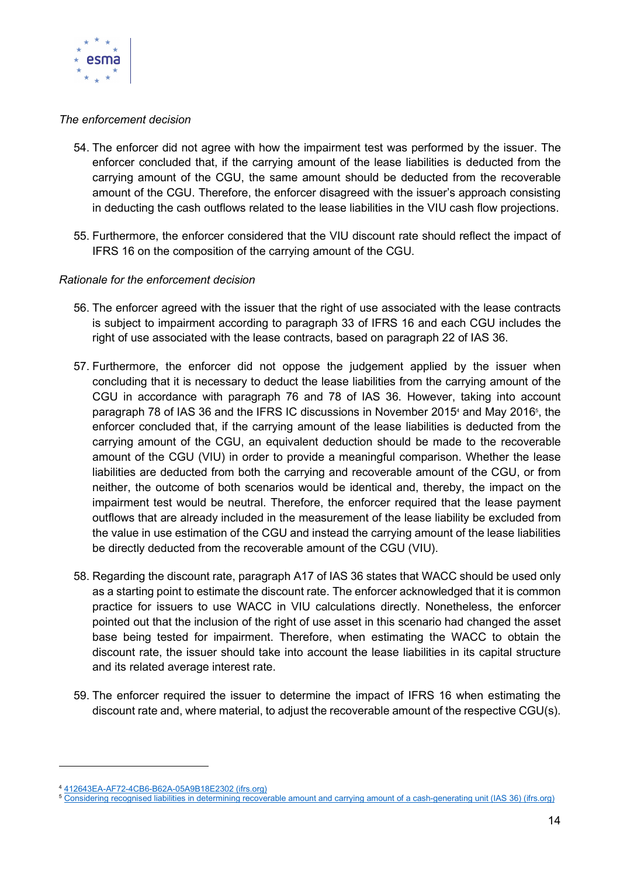*The enforcement decision*

54. The enforcer did not agree with how the impairment test was performed by the issuer. The enforcer concluded that, if the carrying amount of the lease liabilities is deducted from the carrying amount of the CGU, the same amount should be deducted from the recoverable amount of the CGU. Therefore, the enforcer disagreed with the issuer's approach consisting in deducting the cash outflows related to the lease liabilities in the VIU cash flow projections.

55. Furthermore, the enforcer considered that the VIU discount rate should reflect the impact of IFRS 16 on the composition of the carrying amount of the CGU.

*Rationale for the enforcement decision*

56. The enforcer agreed with the issuer that the right of use associated with the lease contracts is subject to impairment according to paragraph 33 of IFRS 16 and each CGU includes the right of use associated with the lease contracts, based on paragraph 22 of IAS 36.

57. Furthermore, the enforcer did not oppose the judgement applied by the issuer when concluding that it is necessary to deduct the lease liabilities from the carrying amount of the CGU in accordance with paragraph 76 and 78 of IAS 36. However, taking into account paragraph 78 of IAS 36 and the IFRS IC discussions in November 2015[4] and May 2016[5], the enforcer concluded that, if the carrying amount of the lease liabilities is deducted from the carrying amount of the CGU, an equivalent deduction should be made to the recoverable amount of the CGU (VIU) in order to provide a meaningful comparison. Whether the lease liabilities are deducted from both the carrying and recoverable amount of the CGU, or from neither, the outcome of both scenarios would be identical and, thereby, the impact on the impairment test would be neutral. Therefore, the enforcer required that the lease payment outflows that are already included in the measurement of the lease liability be excluded from the value in use estimation of the CGU and instead the carrying amount of the lease liabilities be directly deducted from the recoverable amount of the CGU (VIU).

58. Regarding the discount rate, paragraph A17 of IAS 36 states that WACC should be used only as a starting point to estimate the discount rate. The enforcer acknowledged that it is common practice for issuers to use WACC in VIU calculations directly. Nonetheless, the enforcer pointed out that the inclusion of the right of use asset in this scenario had changed the asset base being tested for impairment. Therefore, when estimating the WACC to obtain the discount rate, the issuer should take into account the lease liabilities in its capital structure and its related average interest rate.

59. The enforcer required the issuer to determine the impact of IFRS 16 when estimating the discount rate and, where material, to adjust the recoverable amount of the respective CGU(s).

---

[4] 412643EA-AF72-4CB6-B62A-05A9B18E2302 (ifrs.org)

[5] Considering recognised liabilities in determining recoverable amount and carrying amount of a cash-generating unit (IAS 36) (ifrs.org)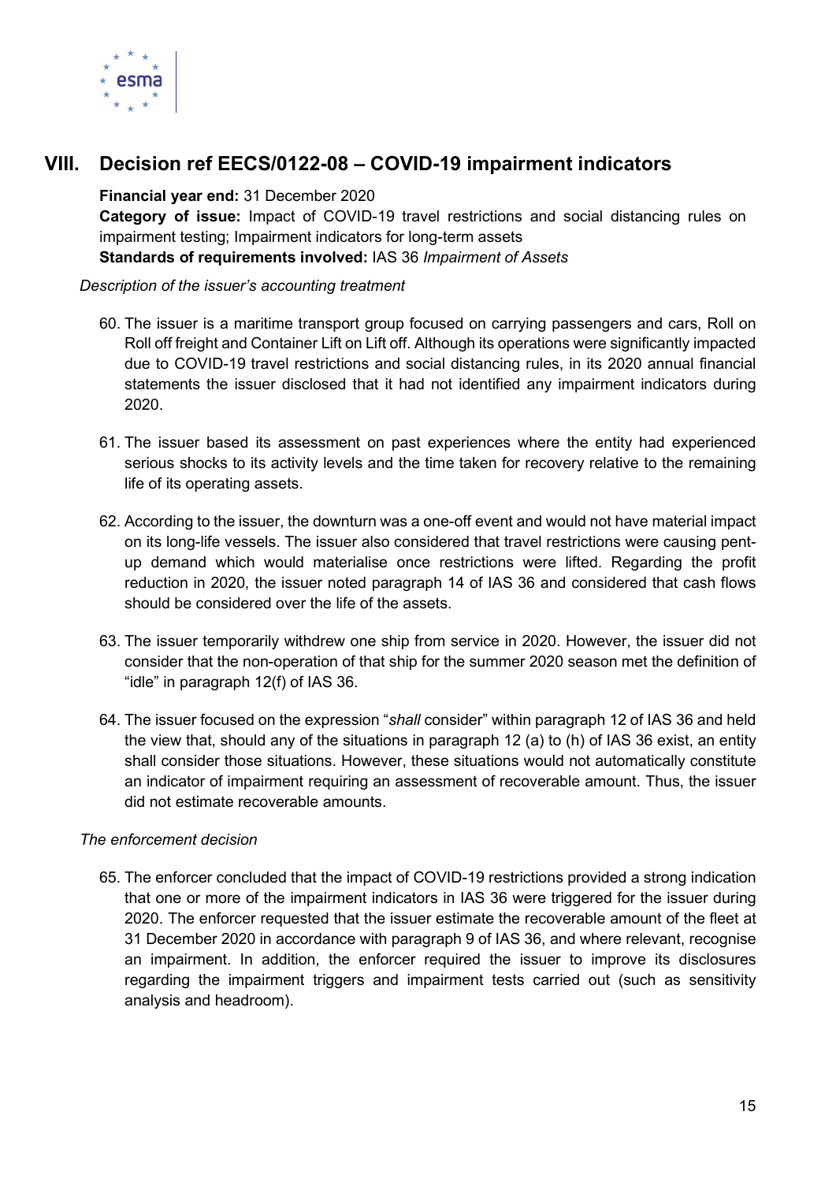## VIII. Decision ref EECS/0122-08 – COVID-19 impairment indicators

**Financial year end:** 31 December 2020
**Category of issue:** Impact of COVID-19 travel restrictions and social distancing rules on impairment testing; Impairment indicators for long-term assets
**Standards of requirements involved:** IAS 36 *Impairment of Assets*

*Description of the issuer's accounting treatment*

60. The issuer is a maritime transport group focused on carrying passengers and cars, Roll on Roll off freight and Container Lift on Lift off. Although its operations were significantly impacted due to COVID-19 travel restrictions and social distancing rules, in its 2020 annual financial statements the issuer disclosed that it had not identified any impairment indicators during 2020.

61. The issuer based its assessment on past experiences where the entity had experienced serious shocks to its activity levels and the time taken for recovery relative to the remaining life of its operating assets.

62. According to the issuer, the downturn was a one-off event and would not have material impact on its long-life vessels. The issuer also considered that travel restrictions were causing pent-up demand which would materialise once restrictions were lifted. Regarding the profit reduction in 2020, the issuer noted paragraph 14 of IAS 36 and considered that cash flows should be considered over the life of the assets.

63. The issuer temporarily withdrew one ship from service in 2020. However, the issuer did not consider that the non-operation of that ship for the summer 2020 season met the definition of "idle" in paragraph 12(f) of IAS 36.

64. The issuer focused on the expression "*shall* consider" within paragraph 12 of IAS 36 and held the view that, should any of the situations in paragraph 12 (a) to (h) of IAS 36 exist, an entity shall consider those situations. However, these situations would not automatically constitute an indicator of impairment requiring an assessment of recoverable amount. Thus, the issuer did not estimate recoverable amounts.

*The enforcement decision*

65. The enforcer concluded that the impact of COVID-19 restrictions provided a strong indication that one or more of the impairment indicators in IAS 36 were triggered for the issuer during 2020. The enforcer requested that the issuer estimate the recoverable amount of the fleet at 31 December 2020 in accordance with paragraph 9 of IAS 36, and where relevant, recognise an impairment. In addition, the enforcer required the issuer to improve its disclosures regarding the impairment triggers and impairment tests carried out (such as sensitivity analysis and headroom).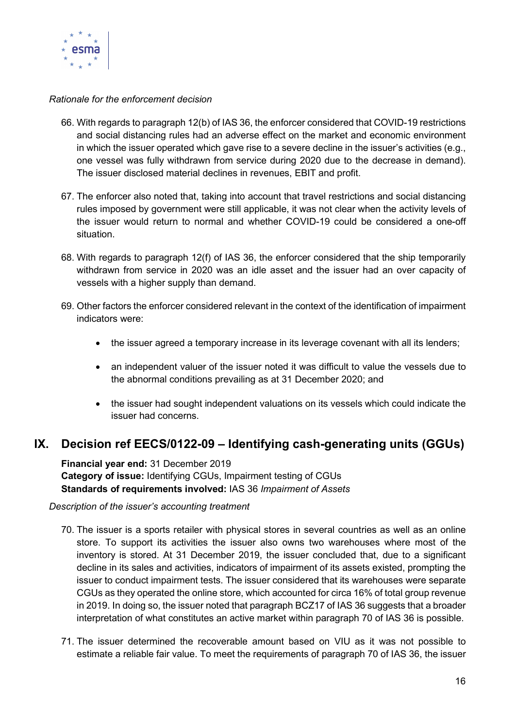*Rationale for the enforcement decision*

66. With regards to paragraph 12(b) of IAS 36, the enforcer considered that COVID-19 restrictions and social distancing rules had an adverse effect on the market and economic environment in which the issuer operated which gave rise to a severe decline in the issuer's activities (e.g., one vessel was fully withdrawn from service during 2020 due to the decrease in demand). The issuer disclosed material declines in revenues, EBIT and profit.

67. The enforcer also noted that, taking into account that travel restrictions and social distancing rules imposed by government were still applicable, it was not clear when the activity levels of the issuer would return to normal and whether COVID-19 could be considered a one-off situation.

68. With regards to paragraph 12(f) of IAS 36, the enforcer considered that the ship temporarily withdrawn from service in 2020 was an idle asset and the issuer had an over capacity of vessels with a higher supply than demand.

69. Other factors the enforcer considered relevant in the context of the identification of impairment indicators were:

    - the issuer agreed a temporary increase in its leverage covenant with all its lenders;
    - an independent valuer of the issuer noted it was difficult to value the vessels due to the abnormal conditions prevailing as at 31 December 2020; and
    - the issuer had sought independent valuations on its vessels which could indicate the issuer had concerns.

## IX. Decision ref EECS/0122-09 – Identifying cash-generating units (GGUs)

**Financial year end:** 31 December 2019
**Category of issue:** Identifying CGUs, Impairment testing of CGUs
**Standards of requirements involved:** IAS 36 *Impairment of Assets*

*Description of the issuer's accounting treatment*

70. The issuer is a sports retailer with physical stores in several countries as well as an online store. To support its activities the issuer also owns two warehouses where most of the inventory is stored. At 31 December 2019, the issuer concluded that, due to a significant decline in its sales and activities, indicators of impairment of its assets existed, prompting the issuer to conduct impairment tests. The issuer considered that its warehouses were separate CGUs as they operated the online store, which accounted for circa 16% of total group revenue in 2019. In doing so, the issuer noted that paragraph BCZ17 of IAS 36 suggests that a broader interpretation of what constitutes an active market within paragraph 70 of IAS 36 is possible.

71. The issuer determined the recoverable amount based on VIU as it was not possible to estimate a reliable fair value. To meet the requirements of paragraph 70 of IAS 36, the issuer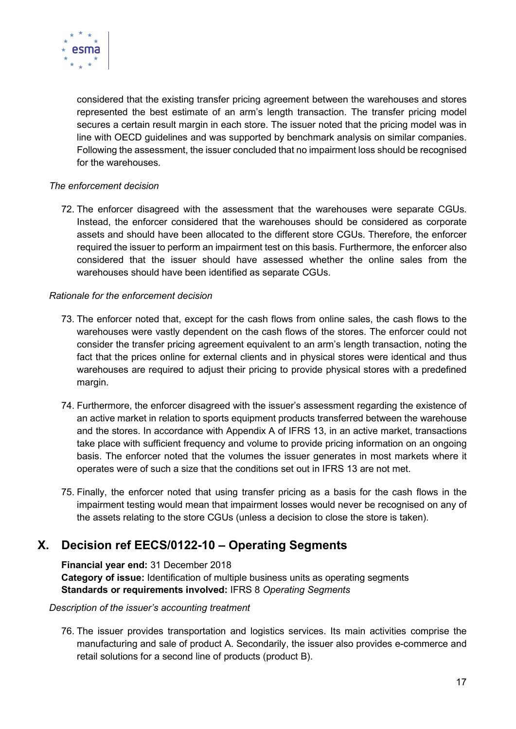considered that the existing transfer pricing agreement between the warehouses and stores represented the best estimate of an arm's length transaction. The transfer pricing model secures a certain result margin in each store. The issuer noted that the pricing model was in line with OECD guidelines and was supported by benchmark analysis on similar companies. Following the assessment, the issuer concluded that no impairment loss should be recognised for the warehouses.

*The enforcement decision*

72. The enforcer disagreed with the assessment that the warehouses were separate CGUs. Instead, the enforcer considered that the warehouses should be considered as corporate assets and should have been allocated to the different store CGUs. Therefore, the enforcer required the issuer to perform an impairment test on this basis. Furthermore, the enforcer also considered that the issuer should have assessed whether the online sales from the warehouses should have been identified as separate CGUs.

*Rationale for the enforcement decision*

73. The enforcer noted that, except for the cash flows from online sales, the cash flows to the warehouses were vastly dependent on the cash flows of the stores. The enforcer could not consider the transfer pricing agreement equivalent to an arm's length transaction, noting the fact that the prices online for external clients and in physical stores were identical and thus warehouses are required to adjust their pricing to provide physical stores with a predefined margin.

74. Furthermore, the enforcer disagreed with the issuer's assessment regarding the existence of an active market in relation to sports equipment products transferred between the warehouse and the stores. In accordance with Appendix A of IFRS 13, in an active market, transactions take place with sufficient frequency and volume to provide pricing information on an ongoing basis. The enforcer noted that the volumes the issuer generates in most markets where it operates were of such a size that the conditions set out in IFRS 13 are not met.

75. Finally, the enforcer noted that using transfer pricing as a basis for the cash flows in the impairment testing would mean that impairment losses would never be recognised on any of the assets relating to the store CGUs (unless a decision to close the store is taken).

## X. Decision ref EECS/0122-10 – Operating Segments

**Financial year end:** 31 December 2018
**Category of issue:** Identification of multiple business units as operating segments
**Standards or requirements involved:** IFRS 8 *Operating Segments*

*Description of the issuer's accounting treatment*

76. The issuer provides transportation and logistics services. Its main activities comprise the manufacturing and sale of product A. Secondarily, the issuer also provides e-commerce and retail solutions for a second line of products (product B).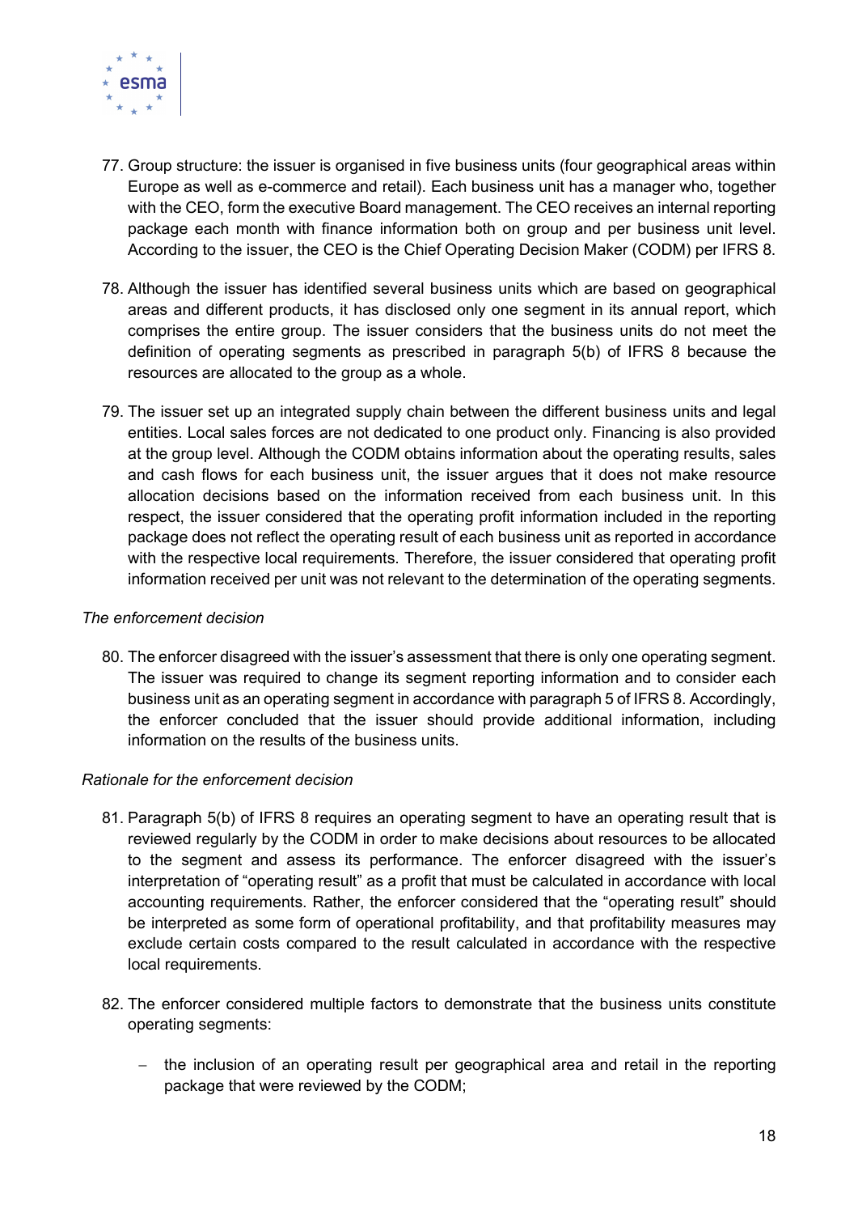77. Group structure: the issuer is organised in five business units (four geographical areas within Europe as well as e-commerce and retail). Each business unit has a manager who, together with the CEO, form the executive Board management. The CEO receives an internal reporting package each month with finance information both on group and per business unit level. According to the issuer, the CEO is the Chief Operating Decision Maker (CODM) per IFRS 8.

78. Although the issuer has identified several business units which are based on geographical areas and different products, it has disclosed only one segment in its annual report, which comprises the entire group. The issuer considers that the business units do not meet the definition of operating segments as prescribed in paragraph 5(b) of IFRS 8 because the resources are allocated to the group as a whole.

79. The issuer set up an integrated supply chain between the different business units and legal entities. Local sales forces are not dedicated to one product only. Financing is also provided at the group level. Although the CODM obtains information about the operating results, sales and cash flows for each business unit, the issuer argues that it does not make resource allocation decisions based on the information received from each business unit. In this respect, the issuer considered that the operating profit information included in the reporting package does not reflect the operating result of each business unit as reported in accordance with the respective local requirements. Therefore, the issuer considered that operating profit information received per unit was not relevant to the determination of the operating segments.

*The enforcement decision*

80. The enforcer disagreed with the issuer's assessment that there is only one operating segment. The issuer was required to change its segment reporting information and to consider each business unit as an operating segment in accordance with paragraph 5 of IFRS 8. Accordingly, the enforcer concluded that the issuer should provide additional information, including information on the results of the business units.

*Rationale for the enforcement decision*

81. Paragraph 5(b) of IFRS 8 requires an operating segment to have an operating result that is reviewed regularly by the CODM in order to make decisions about resources to be allocated to the segment and assess its performance. The enforcer disagreed with the issuer's interpretation of "operating result" as a profit that must be calculated in accordance with local accounting requirements. Rather, the enforcer considered that the "operating result" should be interpreted as some form of operational profitability, and that profitability measures may exclude certain costs compared to the result calculated in accordance with the respective local requirements.

82. The enforcer considered multiple factors to demonstrate that the business units constitute operating segments:

   - the inclusion of an operating result per geographical area and retail in the reporting package that were reviewed by the CODM;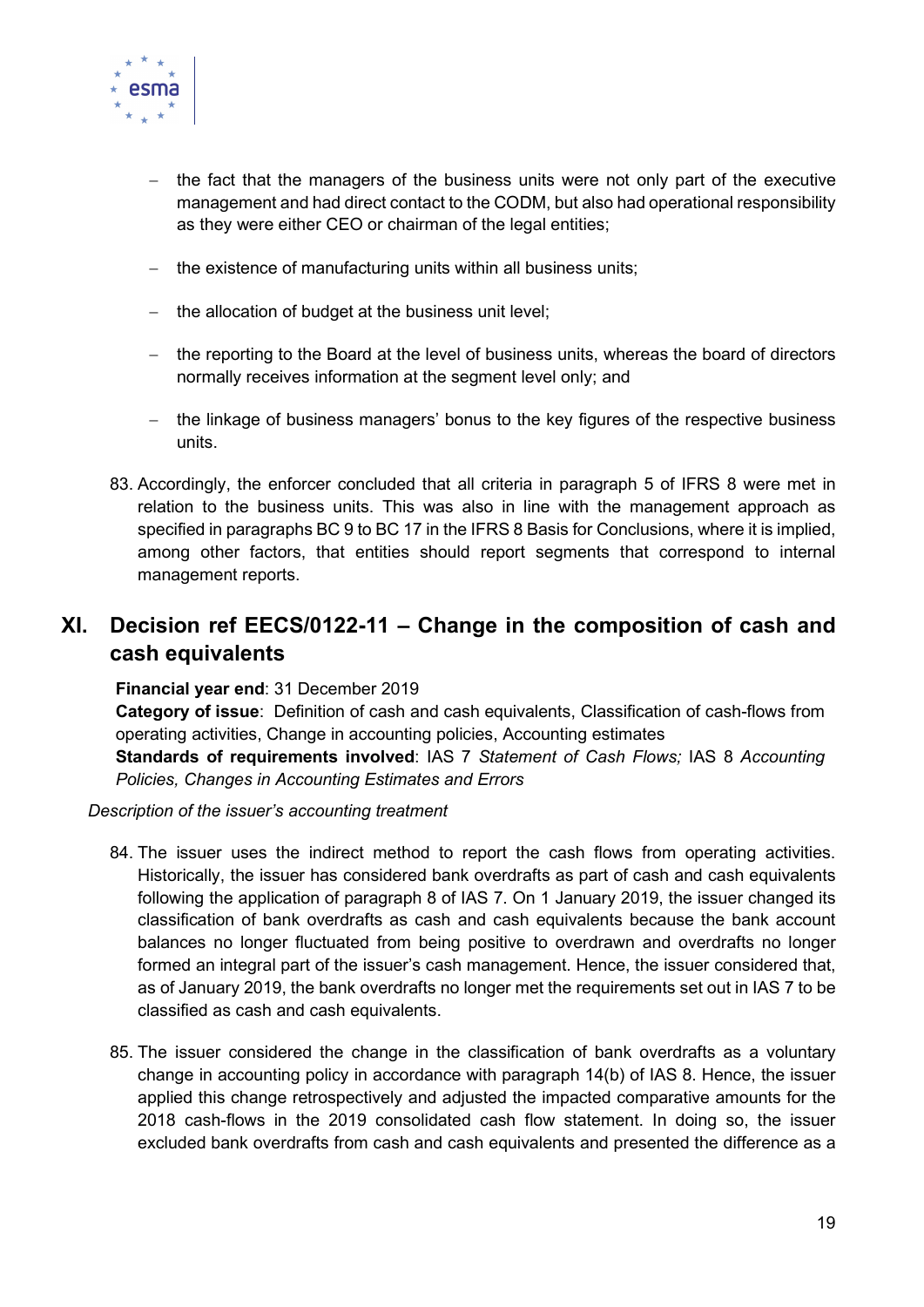- the fact that the managers of the business units were not only part of the executive management and had direct contact to the CODM, but also had operational responsibility as they were either CEO or chairman of the legal entities;
- the existence of manufacturing units within all business units;
- the allocation of budget at the business unit level;
- the reporting to the Board at the level of business units, whereas the board of directors normally receives information at the segment level only; and
- the linkage of business managers' bonus to the key figures of the respective business units.

83. Accordingly, the enforcer concluded that all criteria in paragraph 5 of IFRS 8 were met in relation to the business units. This was also in line with the management approach as specified in paragraphs BC 9 to BC 17 in the IFRS 8 Basis for Conclusions, where it is implied, among other factors, that entities should report segments that correspond to internal management reports.

## XI. Decision ref EECS/0122-11 – Change in the composition of cash and cash equivalents

**Financial year end**: 31 December 2019
**Category of issue**: Definition of cash and cash equivalents, Classification of cash-flows from operating activities, Change in accounting policies, Accounting estimates
**Standards of requirements involved**: IAS 7 *Statement of Cash Flows;* IAS 8 *Accounting Policies, Changes in Accounting Estimates and Errors*

*Description of the issuer's accounting treatment*

84. The issuer uses the indirect method to report the cash flows from operating activities. Historically, the issuer has considered bank overdrafts as part of cash and cash equivalents following the application of paragraph 8 of IAS 7. On 1 January 2019, the issuer changed its classification of bank overdrafts as cash and cash equivalents because the bank account balances no longer fluctuated from being positive to overdrawn and overdrafts no longer formed an integral part of the issuer's cash management. Hence, the issuer considered that, as of January 2019, the bank overdrafts no longer met the requirements set out in IAS 7 to be classified as cash and cash equivalents.

85. The issuer considered the change in the classification of bank overdrafts as a voluntary change in accounting policy in accordance with paragraph 14(b) of IAS 8. Hence, the issuer applied this change retrospectively and adjusted the impacted comparative amounts for the 2018 cash-flows in the 2019 consolidated cash flow statement. In doing so, the issuer excluded bank overdrafts from cash and cash equivalents and presented the difference as a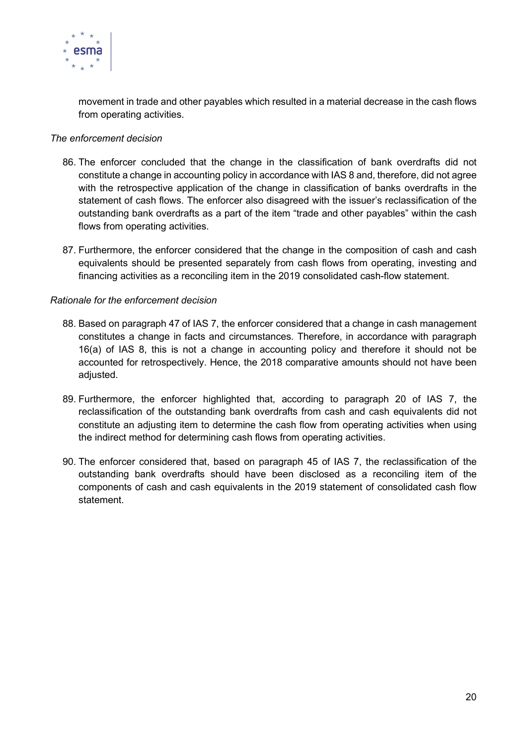movement in trade and other payables which resulted in a material decrease in the cash flows from operating activities.

*The enforcement decision*

86. The enforcer concluded that the change in the classification of bank overdrafts did not constitute a change in accounting policy in accordance with IAS 8 and, therefore, did not agree with the retrospective application of the change in classification of banks overdrafts in the statement of cash flows. The enforcer also disagreed with the issuer's reclassification of the outstanding bank overdrafts as a part of the item "trade and other payables" within the cash flows from operating activities.

87. Furthermore, the enforcer considered that the change in the composition of cash and cash equivalents should be presented separately from cash flows from operating, investing and financing activities as a reconciling item in the 2019 consolidated cash-flow statement.

*Rationale for the enforcement decision*

88. Based on paragraph 47 of IAS 7, the enforcer considered that a change in cash management constitutes a change in facts and circumstances. Therefore, in accordance with paragraph 16(a) of IAS 8, this is not a change in accounting policy and therefore it should not be accounted for retrospectively. Hence, the 2018 comparative amounts should not have been adjusted.

89. Furthermore, the enforcer highlighted that, according to paragraph 20 of IAS 7, the reclassification of the outstanding bank overdrafts from cash and cash equivalents did not constitute an adjusting item to determine the cash flow from operating activities when using the indirect method for determining cash flows from operating activities.

90. The enforcer considered that, based on paragraph 45 of IAS 7, the reclassification of the outstanding bank overdrafts should have been disclosed as a reconciling item of the components of cash and cash equivalents in the 2019 statement of consolidated cash flow statement.